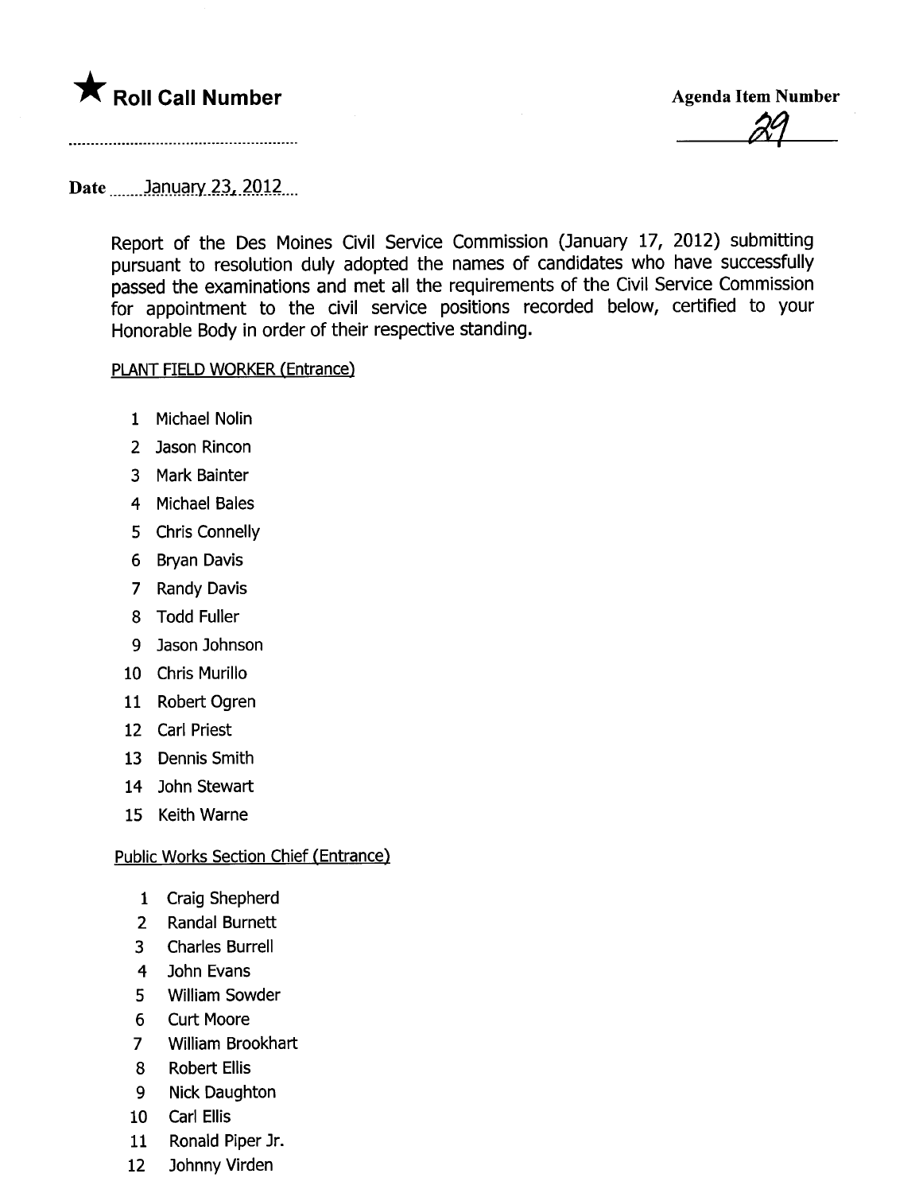★ **Roll Call Number**

**Agenda Item Number**

29

**Date** January 23, 2012

Report of the Des Moines Civil Service Commission (January 17, 2012) submitting pursuant to resolution duly adopted the names of candidates who have successfully passed the examinations and met all the requirements of the Civil Service Commission for appointment to the civil service positions recorded below, certified to your Honorable Body in order of their respective standing.

PLANT FIELD WORKER (Entrance)

1 Michael Nolin
2 Jason Rincon
3 Mark Bainter
4 Michael Bales
5 Chris Connelly
6 Bryan Davis
7 Randy Davis
8 Todd Fuller
9 Jason Johnson
10 Chris Murillo
11 Robert Ogren
12 Carl Priest
13 Dennis Smith
14 John Stewart
15 Keith Warne

Public Works Section Chief (Entrance)

1 Craig Shepherd
2 Randal Burnett
3 Charles Burrell
4 John Evans
5 William Sowder
6 Curt Moore
7 William Brookhart
8 Robert Ellis
9 Nick Daughton
10 Carl Ellis
11 Ronald Piper Jr.
12 Johnny Virden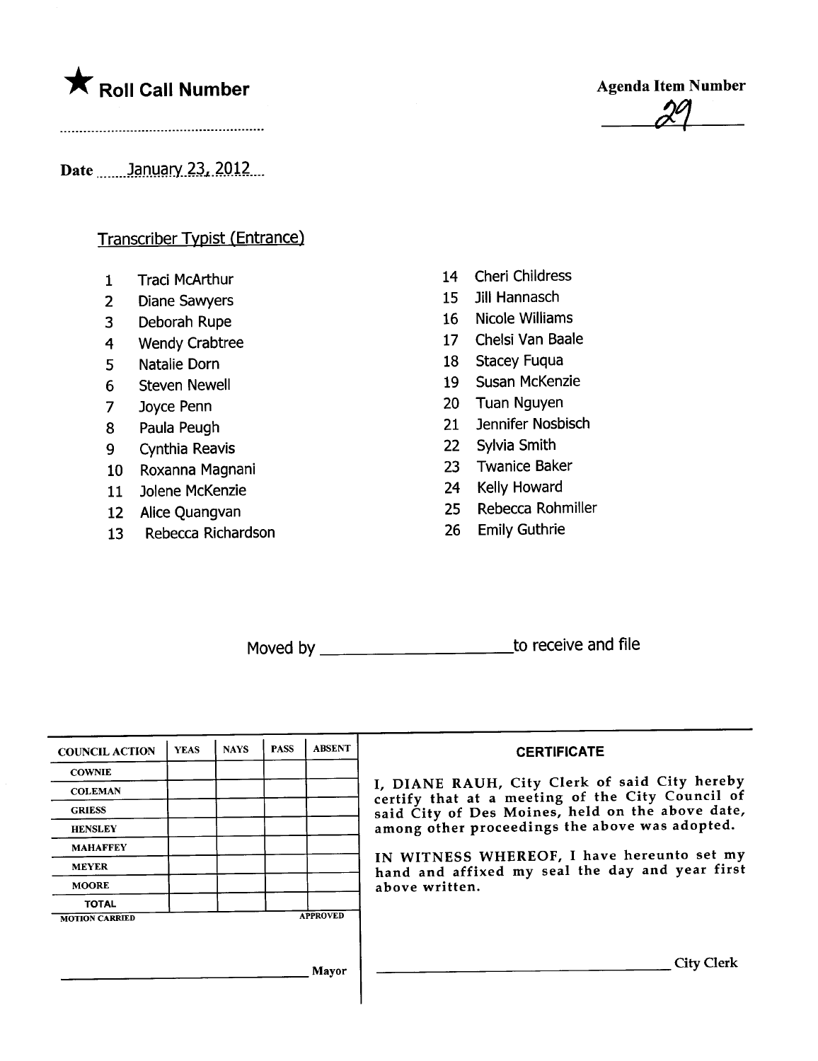★ **Roll Call Number**

Agenda Item Number

29

..........................................................

Date January 23, 2012

Transcriber Typist (Entrance)

1. Traci McArthur
2. Diane Sawyers
3. Deborah Rupe
4. Wendy Crabtree
5. Natalie Dorn
6. Steven Newell
7. Joyce Penn
8. Paula Peugh
9. Cynthia Reavis
10. Roxanna Magnani
11. Jolene McKenzie
12. Alice Quangvan
13. Rebecca Richardson
14. Cheri Childress
15. Jill Hannasch
16. Nicole Williams
17. Chelsi Van Baale
18. Stacey Fuqua
19. Susan McKenzie
20. Tuan Nguyen
21. Jennifer Nosbisch
22. Sylvia Smith
23. Twanice Baker
24. Kelly Howard
25. Rebecca Rohmiller
26. Emily Guthrie

Moved by ____________________ to receive and file

| COUNCIL ACTION | YEAS | NAYS | PASS | ABSENT |
|---|---|---|---|---|
| COWNIE | | | | |
| COLEMAN | | | | |
| GRIESS | | | | |
| HENSLEY | | | | |
| MAHAFFEY | | | | |
| MEYER | | | | |
| MOORE | | | | |
| TOTAL | | | | |

MOTION CARRIED APPROVED

____________________ Mayor

**CERTIFICATE**

I, DIANE RAUH, City Clerk of said City hereby certify that at a meeting of the City Council of said City of Des Moines, held on the above date, among other proceedings the above was adopted.

IN WITNESS WHEREOF, I have hereunto set my hand and affixed my seal the day and year first above written.

____________________ City Clerk